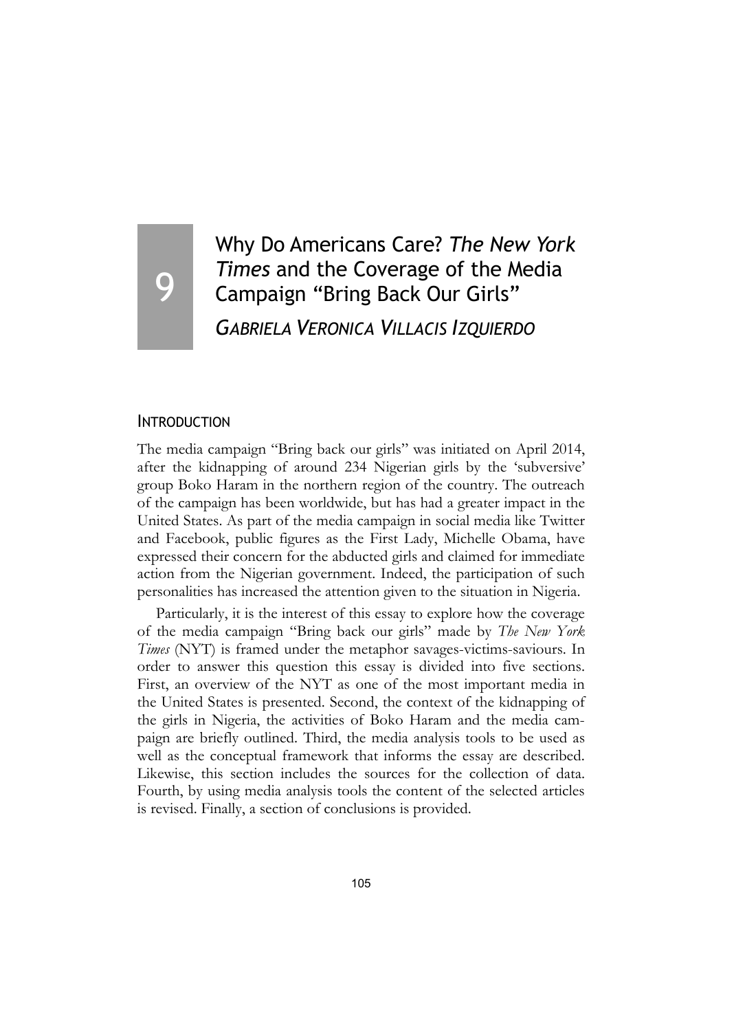# 9 Why Do Americans Care? *The New York Times* and the Coverage of the Media Campaign "Bring Back Our Girls"

*GABRIELA VERONICA VILLACIS IZQUIERDO*

## INTRODUCTION

The media campaign "Bring back our girls" was initiated on April 2014, after the kidnapping of around 234 Nigerian girls by the 'subversive' group Boko Haram in the northern region of the country. The outreach of the campaign has been worldwide, but has had a greater impact in the United States. As part of the media campaign in social media like Twitter and Facebook, public figures as the First Lady, Michelle Obama, have expressed their concern for the abducted girls and claimed for immediate action from the Nigerian government. Indeed, the participation of such personalities has increased the attention given to the situation in Nigeria.

Particularly, it is the interest of this essay to explore how the coverage of the media campaign "Bring back our girls" made by *The New York Times* (NYT) is framed under the metaphor savages-victims-saviours. In order to answer this question this essay is divided into five sections. First, an overview of the NYT as one of the most important media in the United States is presented. Second, the context of the kidnapping of the girls in Nigeria, the activities of Boko Haram and the media campaign are briefly outlined. Third, the media analysis tools to be used as well as the conceptual framework that informs the essay are described. Likewise, this section includes the sources for the collection of data. Fourth, by using media analysis tools the content of the selected articles is revised. Finally, a section of conclusions is provided.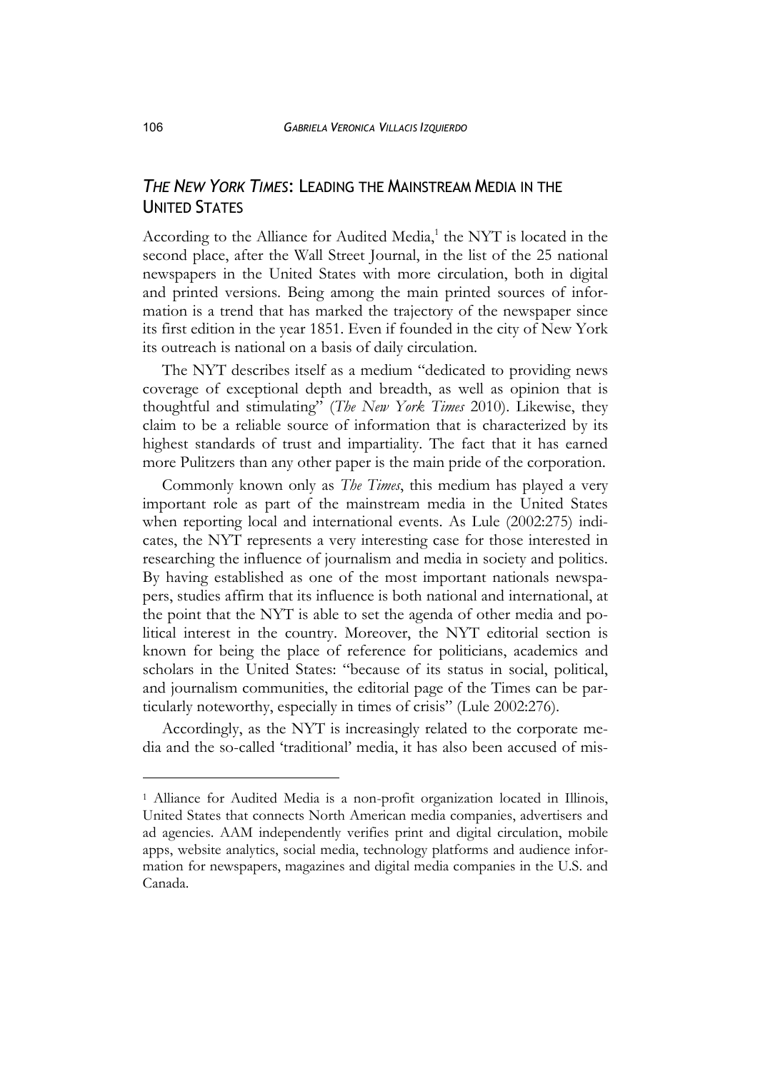## *THE NEW YORK TIMES*: LEADING THE MAINSTREAM MEDIA IN THE UNITED STATES

According to the Alliance for Audited Media,[1] the NYT is located in the second place, after the Wall Street Journal, in the list of the 25 national newspapers in the United States with more circulation, both in digital and printed versions. Being among the main printed sources of information is a trend that has marked the trajectory of the newspaper since its first edition in the year 1851. Even if founded in the city of New York its outreach is national on a basis of daily circulation.

The NYT describes itself as a medium "dedicated to providing news coverage of exceptional depth and breadth, as well as opinion that is thoughtful and stimulating" (*The New York Times* 2010). Likewise, they claim to be a reliable source of information that is characterized by its highest standards of trust and impartiality. The fact that it has earned more Pulitzers than any other paper is the main pride of the corporation.

Commonly known only as *The Times*, this medium has played a very important role as part of the mainstream media in the United States when reporting local and international events. As Lule (2002:275) indicates, the NYT represents a very interesting case for those interested in researching the influence of journalism and media in society and politics. By having established as one of the most important nationals newspapers, studies affirm that its influence is both national and international, at the point that the NYT is able to set the agenda of other media and political interest in the country. Moreover, the NYT editorial section is known for being the place of reference for politicians, academics and scholars in the United States: "because of its status in social, political, and journalism communities, the editorial page of the Times can be particularly noteworthy, especially in times of crisis" (Lule 2002:276).

Accordingly, as the NYT is increasingly related to the corporate media and the so-called 'traditional' media, it has also been accused of mis-

---

[1] Alliance for Audited Media is a non-profit organization located in Illinois, United States that connects North American media companies, advertisers and ad agencies. AAM independently verifies print and digital circulation, mobile apps, website analytics, social media, technology platforms and audience information for newspapers, magazines and digital media companies in the U.S. and Canada.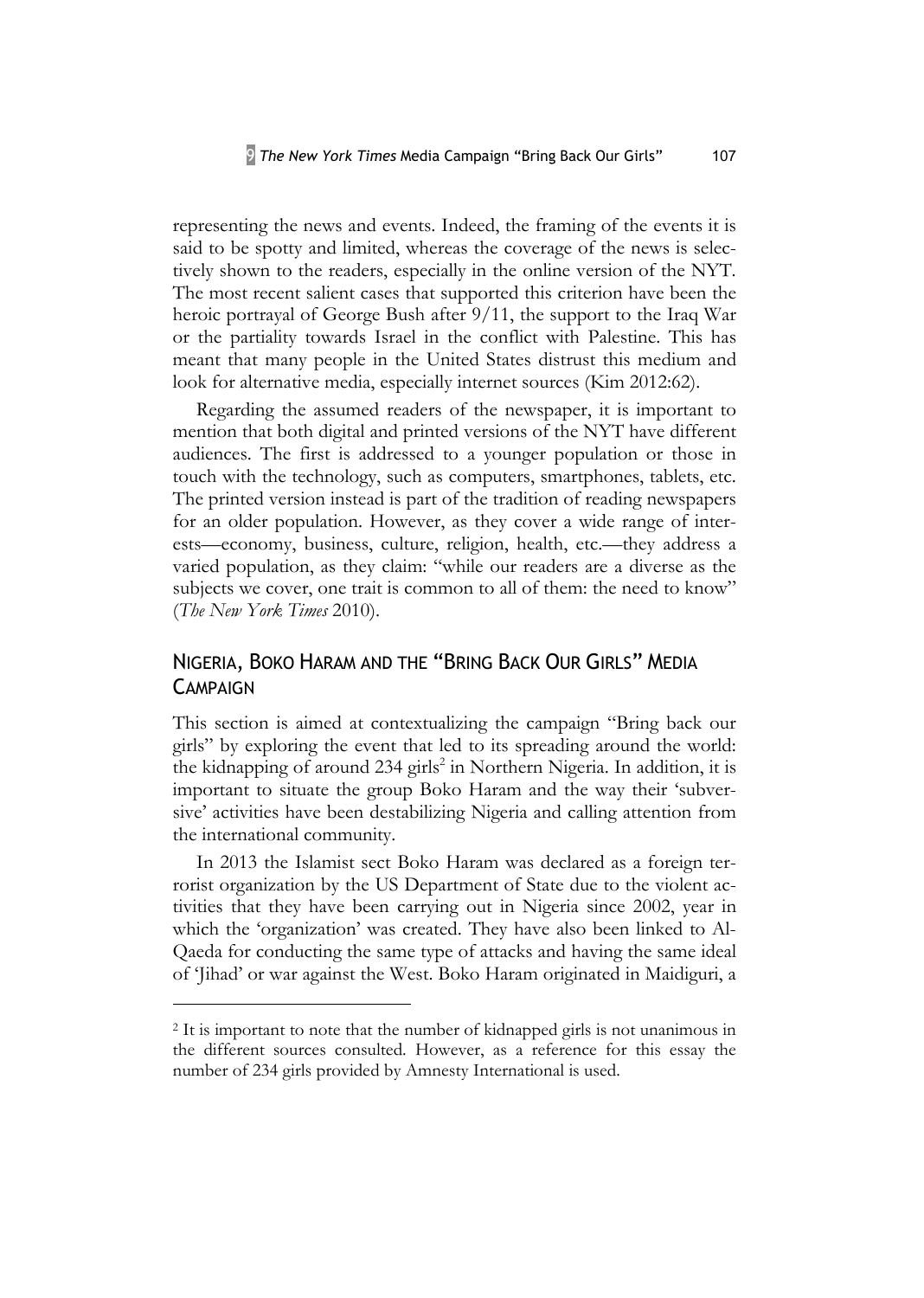representing the news and events. Indeed, the framing of the events it is said to be spotty and limited, whereas the coverage of the news is selectively shown to the readers, especially in the online version of the NYT. The most recent salient cases that supported this criterion have been the heroic portrayal of George Bush after 9/11, the support to the Iraq War or the partiality towards Israel in the conflict with Palestine. This has meant that many people in the United States distrust this medium and look for alternative media, especially internet sources (Kim 2012:62).

Regarding the assumed readers of the newspaper, it is important to mention that both digital and printed versions of the NYT have different audiences. The first is addressed to a younger population or those in touch with the technology, such as computers, smartphones, tablets, etc. The printed version instead is part of the tradition of reading newspapers for an older population. However, as they cover a wide range of interests—economy, business, culture, religion, health, etc.—they address a varied population, as they claim: "while our readers are a diverse as the subjects we cover, one trait is common to all of them: the need to know" (*The New York Times* 2010).

## Nigeria, Boko Haram and the "Bring Back Our Girls" Media Campaign

This section is aimed at contextualizing the campaign "Bring back our girls" by exploring the event that led to its spreading around the world: the kidnapping of around 234 girls[2] in Northern Nigeria. In addition, it is important to situate the group Boko Haram and the way their 'subversive' activities have been destabilizing Nigeria and calling attention from the international community.

In 2013 the Islamist sect Boko Haram was declared as a foreign terrorist organization by the US Department of State due to the violent activities that they have been carrying out in Nigeria since 2002, year in which the 'organization' was created. They have also been linked to Al-Qaeda for conducting the same type of attacks and having the same ideal of 'Jihad' or war against the West. Boko Haram originated in Maidiguri, a

[2] It is important to note that the number of kidnapped girls is not unanimous in the different sources consulted. However, as a reference for this essay the number of 234 girls provided by Amnesty International is used.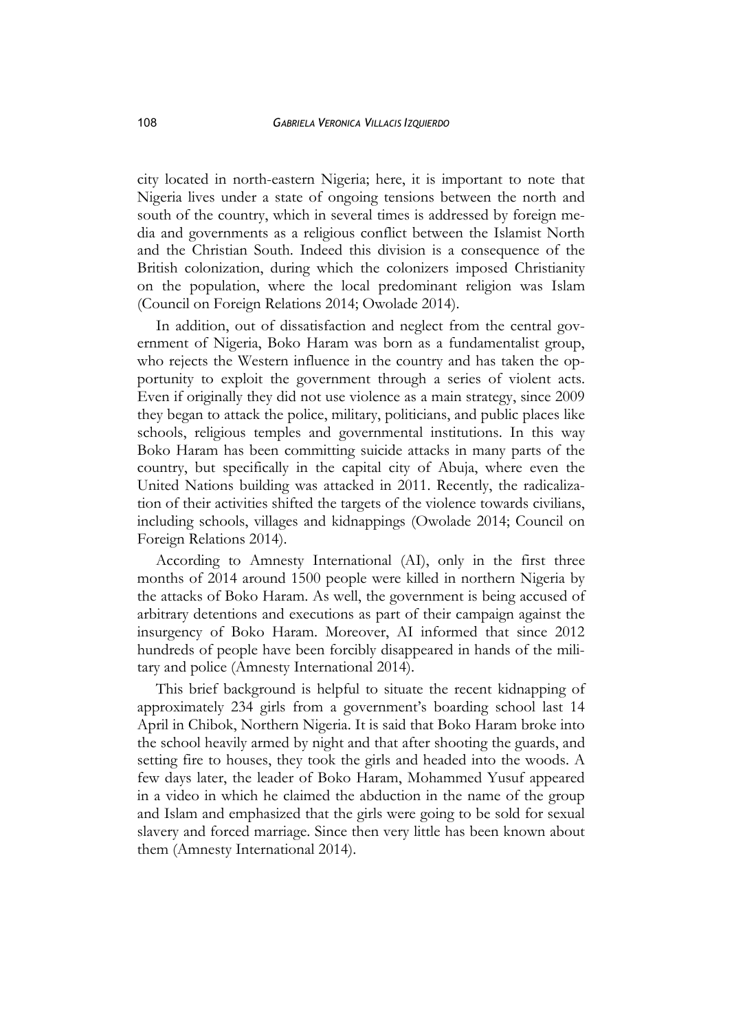city located in north-eastern Nigeria; here, it is important to note that Nigeria lives under a state of ongoing tensions between the north and south of the country, which in several times is addressed by foreign media and governments as a religious conflict between the Islamist North and the Christian South. Indeed this division is a consequence of the British colonization, during which the colonizers imposed Christianity on the population, where the local predominant religion was Islam (Council on Foreign Relations 2014; Owolade 2014).

In addition, out of dissatisfaction and neglect from the central government of Nigeria, Boko Haram was born as a fundamentalist group, who rejects the Western influence in the country and has taken the opportunity to exploit the government through a series of violent acts. Even if originally they did not use violence as a main strategy, since 2009 they began to attack the police, military, politicians, and public places like schools, religious temples and governmental institutions. In this way Boko Haram has been committing suicide attacks in many parts of the country, but specifically in the capital city of Abuja, where even the United Nations building was attacked in 2011. Recently, the radicalization of their activities shifted the targets of the violence towards civilians, including schools, villages and kidnappings (Owolade 2014; Council on Foreign Relations 2014).

According to Amnesty International (AI), only in the first three months of 2014 around 1500 people were killed in northern Nigeria by the attacks of Boko Haram. As well, the government is being accused of arbitrary detentions and executions as part of their campaign against the insurgency of Boko Haram. Moreover, AI informed that since 2012 hundreds of people have been forcibly disappeared in hands of the military and police (Amnesty International 2014).

This brief background is helpful to situate the recent kidnapping of approximately 234 girls from a government's boarding school last 14 April in Chibok, Northern Nigeria. It is said that Boko Haram broke into the school heavily armed by night and that after shooting the guards, and setting fire to houses, they took the girls and headed into the woods. A few days later, the leader of Boko Haram, Mohammed Yusuf appeared in a video in which he claimed the abduction in the name of the group and Islam and emphasized that the girls were going to be sold for sexual slavery and forced marriage. Since then very little has been known about them (Amnesty International 2014).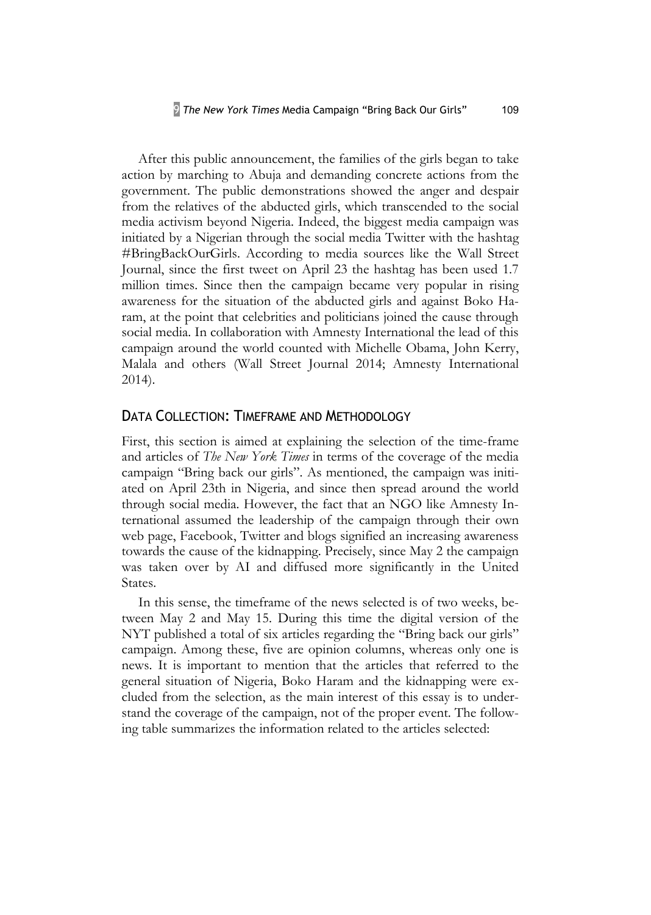After this public announcement, the families of the girls began to take action by marching to Abuja and demanding concrete actions from the government. The public demonstrations showed the anger and despair from the relatives of the abducted girls, which transcended to the social media activism beyond Nigeria. Indeed, the biggest media campaign was initiated by a Nigerian through the social media Twitter with the hashtag #BringBackOurGirls. According to media sources like the Wall Street Journal, since the first tweet on April 23 the hashtag has been used 1.7 million times. Since then the campaign became very popular in rising awareness for the situation of the abducted girls and against Boko Haram, at the point that celebrities and politicians joined the cause through social media. In collaboration with Amnesty International the lead of this campaign around the world counted with Michelle Obama, John Kerry, Malala and others (Wall Street Journal 2014; Amnesty International 2014).

## Data Collection: Timeframe and Methodology

First, this section is aimed at explaining the selection of the time-frame and articles of *The New York Times* in terms of the coverage of the media campaign "Bring back our girls". As mentioned, the campaign was initiated on April 23th in Nigeria, and since then spread around the world through social media. However, the fact that an NGO like Amnesty International assumed the leadership of the campaign through their own web page, Facebook, Twitter and blogs signified an increasing awareness towards the cause of the kidnapping. Precisely, since May 2 the campaign was taken over by AI and diffused more significantly in the United States.

In this sense, the timeframe of the news selected is of two weeks, between May 2 and May 15. During this time the digital version of the NYT published a total of six articles regarding the "Bring back our girls" campaign. Among these, five are opinion columns, whereas only one is news. It is important to mention that the articles that referred to the general situation of Nigeria, Boko Haram and the kidnapping were excluded from the selection, as the main interest of this essay is to understand the coverage of the campaign, not of the proper event. The following table summarizes the information related to the articles selected: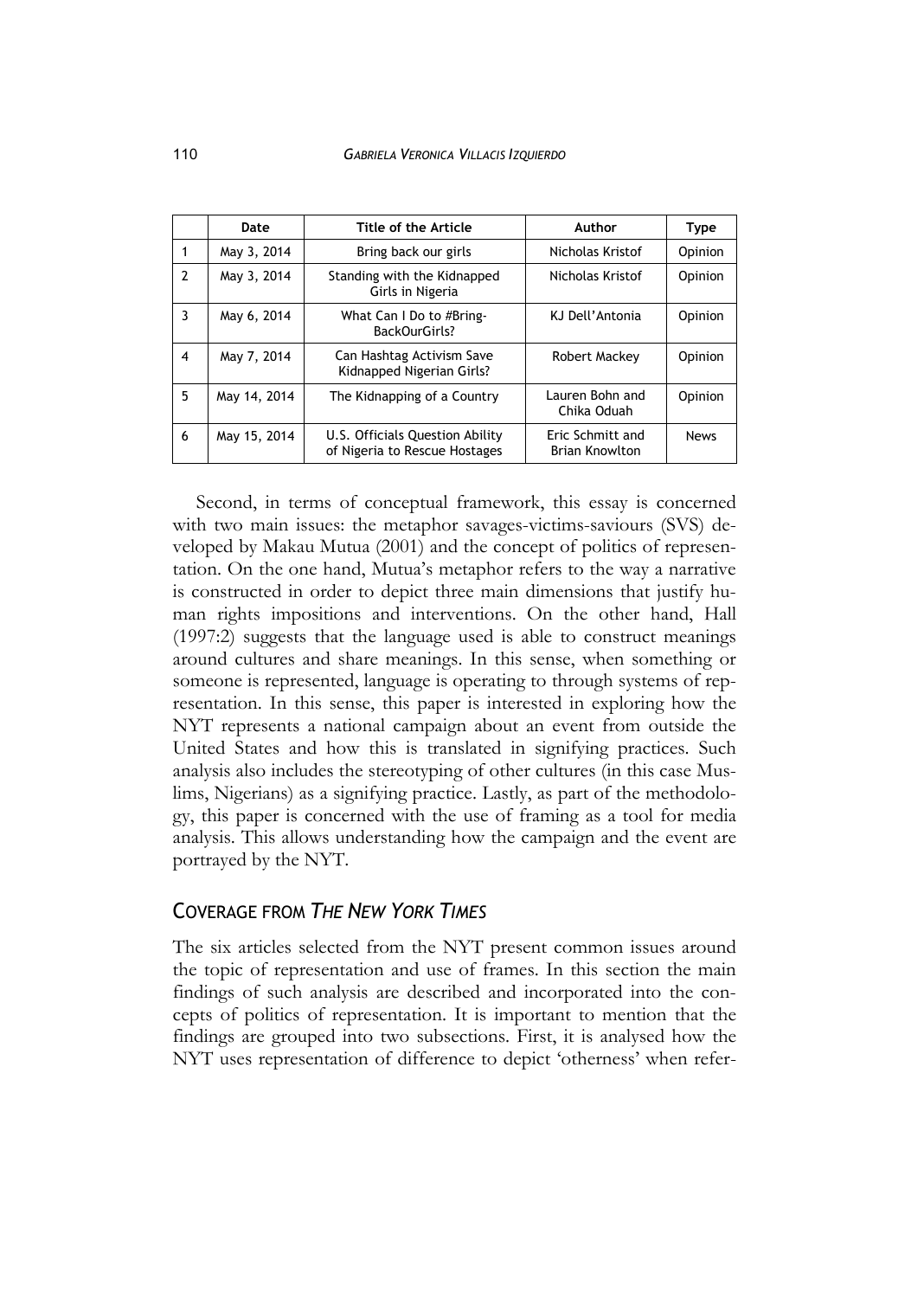| | Date | Title of the Article | Author | Type |
|---|---|---|---|---|
| 1 | May 3, 2014 | Bring back our girls | Nicholas Kristof | Opinion |
| 2 | May 3, 2014 | Standing with the Kidnapped Girls in Nigeria | Nicholas Kristof | Opinion |
| 3 | May 6, 2014 | What Can I Do to #Bring-BackOurGirls? | KJ Dell'Antonia | Opinion |
| 4 | May 7, 2014 | Can Hashtag Activism Save Kidnapped Nigerian Girls? | Robert Mackey | Opinion |
| 5 | May 14, 2014 | The Kidnapping of a Country | Lauren Bohn and Chika Oduah | Opinion |
| 6 | May 15, 2014 | U.S. Officials Question Ability of Nigeria to Rescue Hostages | Eric Schmitt and Brian Knowlton | News |

Second, in terms of conceptual framework, this essay is concerned with two main issues: the metaphor savages-victims-saviours (SVS) developed by Makau Mutua (2001) and the concept of politics of representation. On the one hand, Mutua's metaphor refers to the way a narrative is constructed in order to depict three main dimensions that justify human rights impositions and interventions. On the other hand, Hall (1997:2) suggests that the language used is able to construct meanings around cultures and share meanings. In this sense, when something or someone is represented, language is operating to through systems of representation. In this sense, this paper is interested in exploring how the NYT represents a national campaign about an event from outside the United States and how this is translated in signifying practices. Such analysis also includes the stereotyping of other cultures (in this case Muslims, Nigerians) as a signifying practice. Lastly, as part of the methodology, this paper is concerned with the use of framing as a tool for media analysis. This allows understanding how the campaign and the event are portrayed by the NYT.

## COVERAGE FROM *THE NEW YORK TIMES*

The six articles selected from the NYT present common issues around the topic of representation and use of frames. In this section the main findings of such analysis are described and incorporated into the concepts of politics of representation. It is important to mention that the findings are grouped into two subsections. First, it is analysed how the NYT uses representation of difference to depict 'otherness' when refer-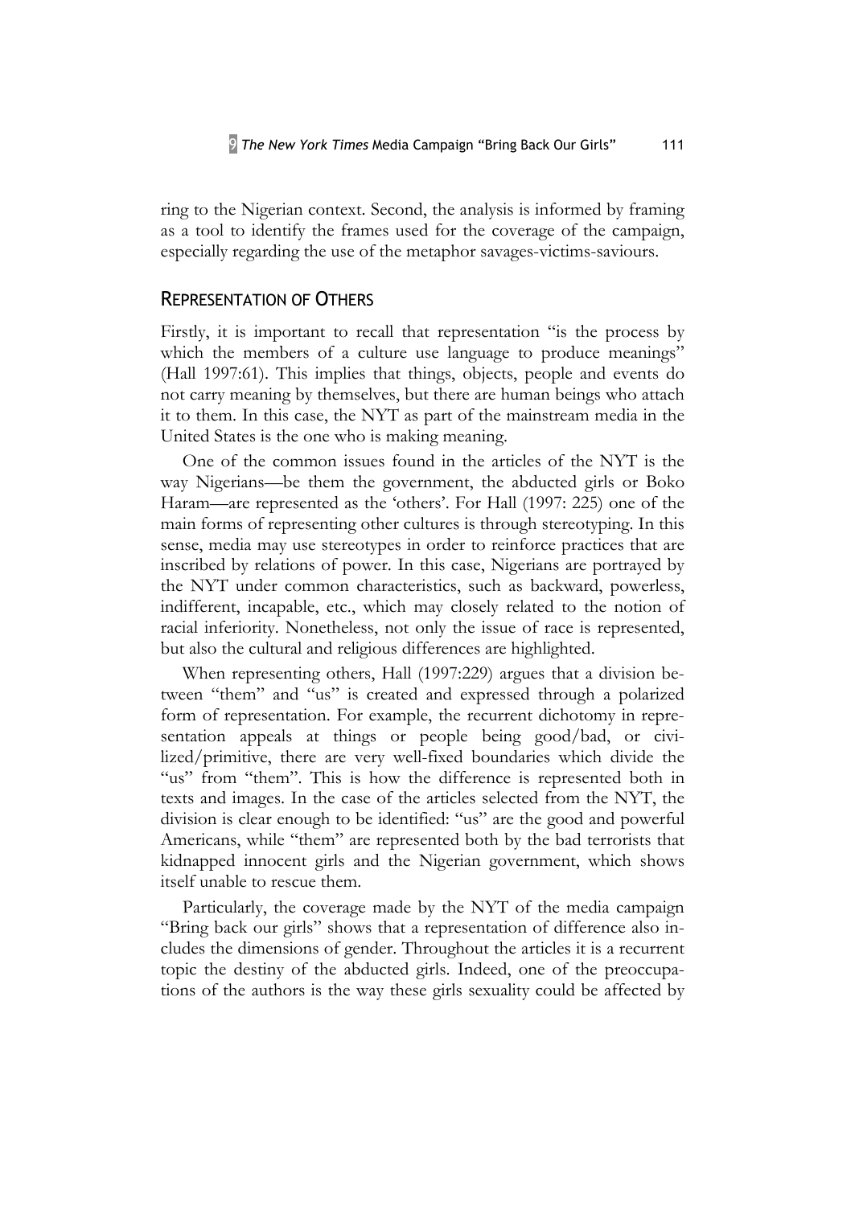ring to the Nigerian context. Second, the analysis is informed by framing as a tool to identify the frames used for the coverage of the campaign, especially regarding the use of the metaphor savages-victims-saviours.

## Representation of Others

Firstly, it is important to recall that representation "is the process by which the members of a culture use language to produce meanings" (Hall 1997:61). This implies that things, objects, people and events do not carry meaning by themselves, but there are human beings who attach it to them. In this case, the NYT as part of the mainstream media in the United States is the one who is making meaning.

One of the common issues found in the articles of the NYT is the way Nigerians—be them the government, the abducted girls or Boko Haram—are represented as the 'others'. For Hall (1997: 225) one of the main forms of representing other cultures is through stereotyping. In this sense, media may use stereotypes in order to reinforce practices that are inscribed by relations of power. In this case, Nigerians are portrayed by the NYT under common characteristics, such as backward, powerless, indifferent, incapable, etc., which may closely related to the notion of racial inferiority. Nonetheless, not only the issue of race is represented, but also the cultural and religious differences are highlighted.

When representing others, Hall (1997:229) argues that a division between "them" and "us" is created and expressed through a polarized form of representation. For example, the recurrent dichotomy in representation appeals at things or people being good/bad, or civilized/primitive, there are very well-fixed boundaries which divide the "us" from "them". This is how the difference is represented both in texts and images. In the case of the articles selected from the NYT, the division is clear enough to be identified: "us" are the good and powerful Americans, while "them" are represented both by the bad terrorists that kidnapped innocent girls and the Nigerian government, which shows itself unable to rescue them.

Particularly, the coverage made by the NYT of the media campaign "Bring back our girls" shows that a representation of difference also includes the dimensions of gender. Throughout the articles it is a recurrent topic the destiny of the abducted girls. Indeed, one of the preoccupations of the authors is the way these girls sexuality could be affected by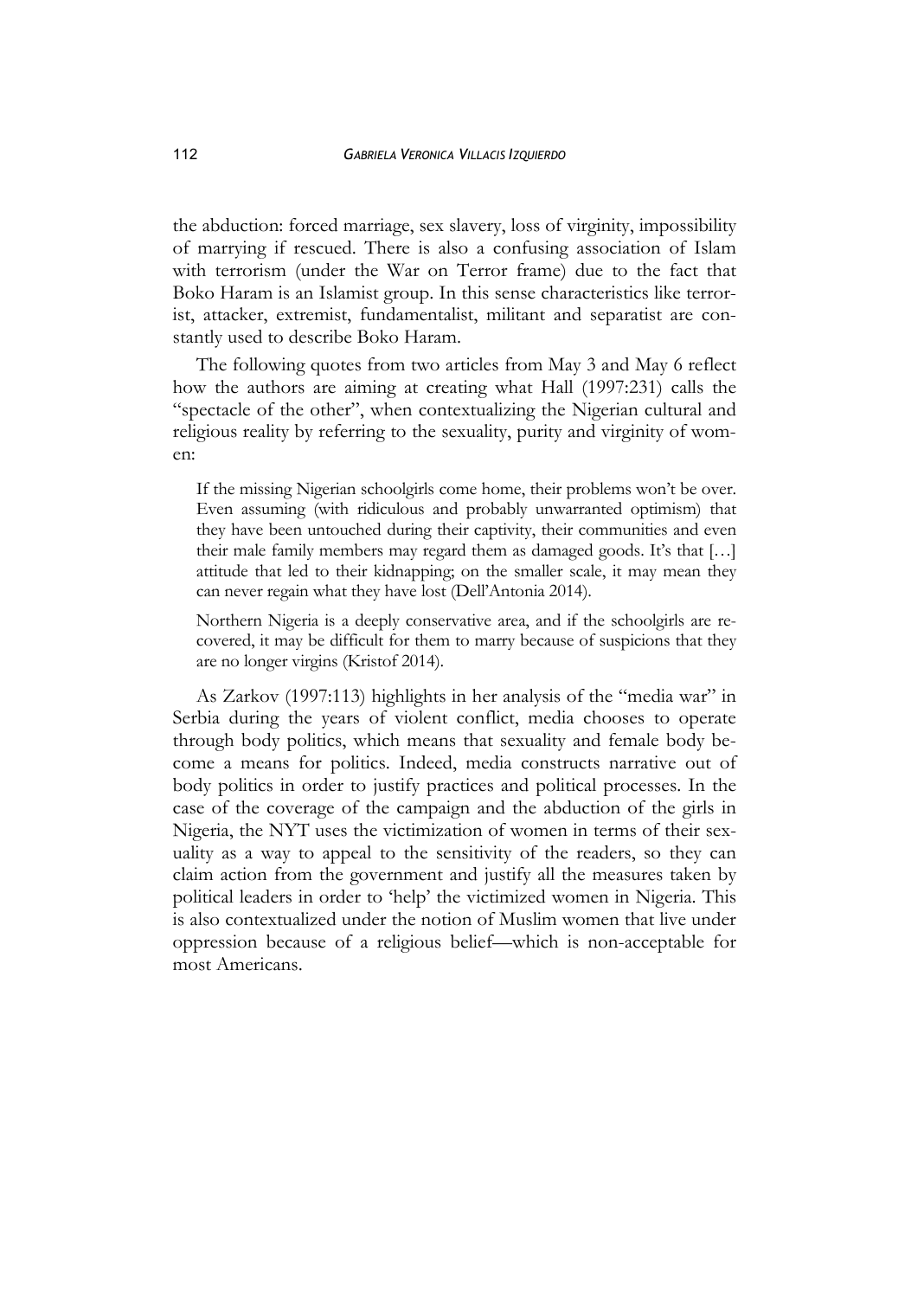the abduction: forced marriage, sex slavery, loss of virginity, impossibility of marrying if rescued. There is also a confusing association of Islam with terrorism (under the War on Terror frame) due to the fact that Boko Haram is an Islamist group. In this sense characteristics like terrorist, attacker, extremist, fundamentalist, militant and separatist are constantly used to describe Boko Haram.

The following quotes from two articles from May 3 and May 6 reflect how the authors are aiming at creating what Hall (1997:231) calls the "spectacle of the other", when contextualizing the Nigerian cultural and religious reality by referring to the sexuality, purity and virginity of women:

> If the missing Nigerian schoolgirls come home, their problems won't be over. Even assuming (with ridiculous and probably unwarranted optimism) that they have been untouched during their captivity, their communities and even their male family members may regard them as damaged goods. It's that […] attitude that led to their kidnapping; on the smaller scale, it may mean they can never regain what they have lost (Dell'Antonia 2014).

> Northern Nigeria is a deeply conservative area, and if the schoolgirls are recovered, it may be difficult for them to marry because of suspicions that they are no longer virgins (Kristof 2014).

As Zarkov (1997:113) highlights in her analysis of the "media war" in Serbia during the years of violent conflict, media chooses to operate through body politics, which means that sexuality and female body become a means for politics. Indeed, media constructs narrative out of body politics in order to justify practices and political processes. In the case of the coverage of the campaign and the abduction of the girls in Nigeria, the NYT uses the victimization of women in terms of their sexuality as a way to appeal to the sensitivity of the readers, so they can claim action from the government and justify all the measures taken by political leaders in order to 'help' the victimized women in Nigeria. This is also contextualized under the notion of Muslim women that live under oppression because of a religious belief—which is non-acceptable for most Americans.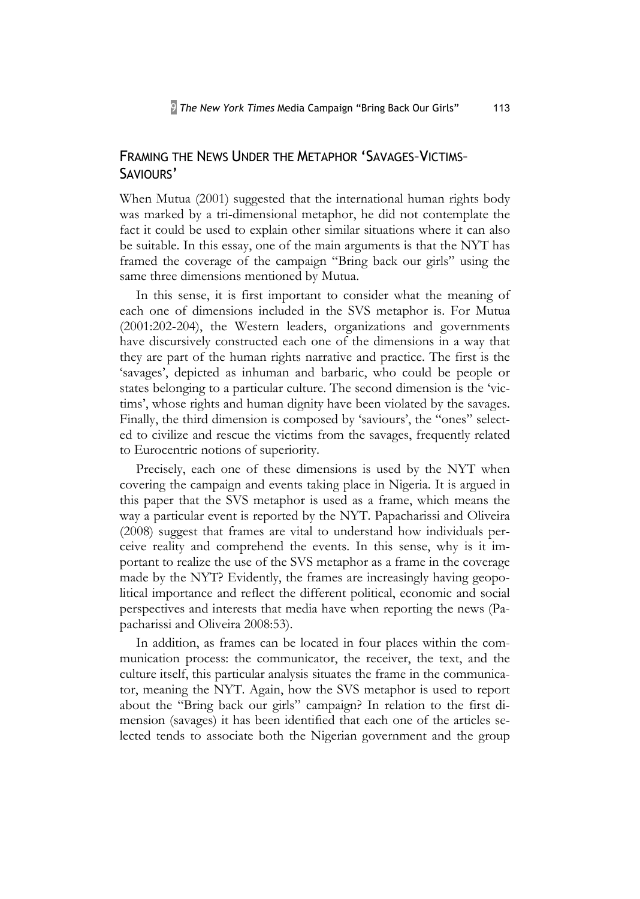## FRAMING THE NEWS UNDER THE METAPHOR 'SAVAGES–VICTIMS–SAVIOURS'

When Mutua (2001) suggested that the international human rights body was marked by a tri-dimensional metaphor, he did not contemplate the fact it could be used to explain other similar situations where it can also be suitable. In this essay, one of the main arguments is that the NYT has framed the coverage of the campaign "Bring back our girls" using the same three dimensions mentioned by Mutua.

In this sense, it is first important to consider what the meaning of each one of dimensions included in the SVS metaphor is. For Mutua (2001:202-204), the Western leaders, organizations and governments have discursively constructed each one of the dimensions in a way that they are part of the human rights narrative and practice. The first is the 'savages', depicted as inhuman and barbaric, who could be people or states belonging to a particular culture. The second dimension is the 'victims', whose rights and human dignity have been violated by the savages. Finally, the third dimension is composed by 'saviours', the "ones" selected to civilize and rescue the victims from the savages, frequently related to Eurocentric notions of superiority.

Precisely, each one of these dimensions is used by the NYT when covering the campaign and events taking place in Nigeria. It is argued in this paper that the SVS metaphor is used as a frame, which means the way a particular event is reported by the NYT. Papacharissi and Oliveira (2008) suggest that frames are vital to understand how individuals perceive reality and comprehend the events. In this sense, why is it important to realize the use of the SVS metaphor as a frame in the coverage made by the NYT? Evidently, the frames are increasingly having geopolitical importance and reflect the different political, economic and social perspectives and interests that media have when reporting the news (Papacharissi and Oliveira 2008:53).

In addition, as frames can be located in four places within the communication process: the communicator, the receiver, the text, and the culture itself, this particular analysis situates the frame in the communicator, meaning the NYT. Again, how the SVS metaphor is used to report about the "Bring back our girls" campaign? In relation to the first dimension (savages) it has been identified that each one of the articles selected tends to associate both the Nigerian government and the group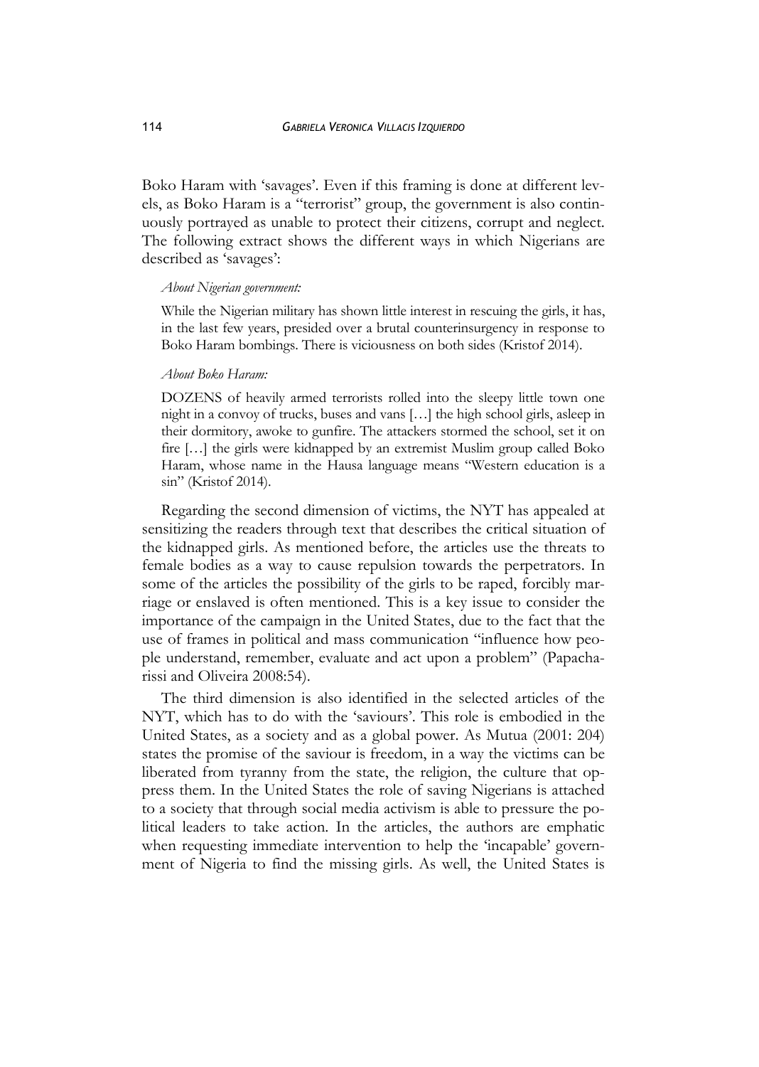Boko Haram with 'savages'. Even if this framing is done at different levels, as Boko Haram is a "terrorist" group, the government is also continuously portrayed as unable to protect their citizens, corrupt and neglect. The following extract shows the different ways in which Nigerians are described as 'savages':

*About Nigerian government:*

> While the Nigerian military has shown little interest in rescuing the girls, it has, in the last few years, presided over a brutal counterinsurgency in response to Boko Haram bombings. There is viciousness on both sides (Kristof 2014).

*About Boko Haram:*

> DOZENS of heavily armed terrorists rolled into the sleepy little town one night in a convoy of trucks, buses and vans […] the high school girls, asleep in their dormitory, awoke to gunfire. The attackers stormed the school, set it on fire […] the girls were kidnapped by an extremist Muslim group called Boko Haram, whose name in the Hausa language means "Western education is a sin" (Kristof 2014).

Regarding the second dimension of victims, the NYT has appealed at sensitizing the readers through text that describes the critical situation of the kidnapped girls. As mentioned before, the articles use the threats to female bodies as a way to cause repulsion towards the perpetrators. In some of the articles the possibility of the girls to be raped, forcibly marriage or enslaved is often mentioned. This is a key issue to consider the importance of the campaign in the United States, due to the fact that the use of frames in political and mass communication "influence how people understand, remember, evaluate and act upon a problem" (Papacharissi and Oliveira 2008:54).

The third dimension is also identified in the selected articles of the NYT, which has to do with the 'saviours'. This role is embodied in the United States, as a society and as a global power. As Mutua (2001: 204) states the promise of the saviour is freedom, in a way the victims can be liberated from tyranny from the state, the religion, the culture that oppress them. In the United States the role of saving Nigerians is attached to a society that through social media activism is able to pressure the political leaders to take action. In the articles, the authors are emphatic when requesting immediate intervention to help the 'incapable' government of Nigeria to find the missing girls. As well, the United States is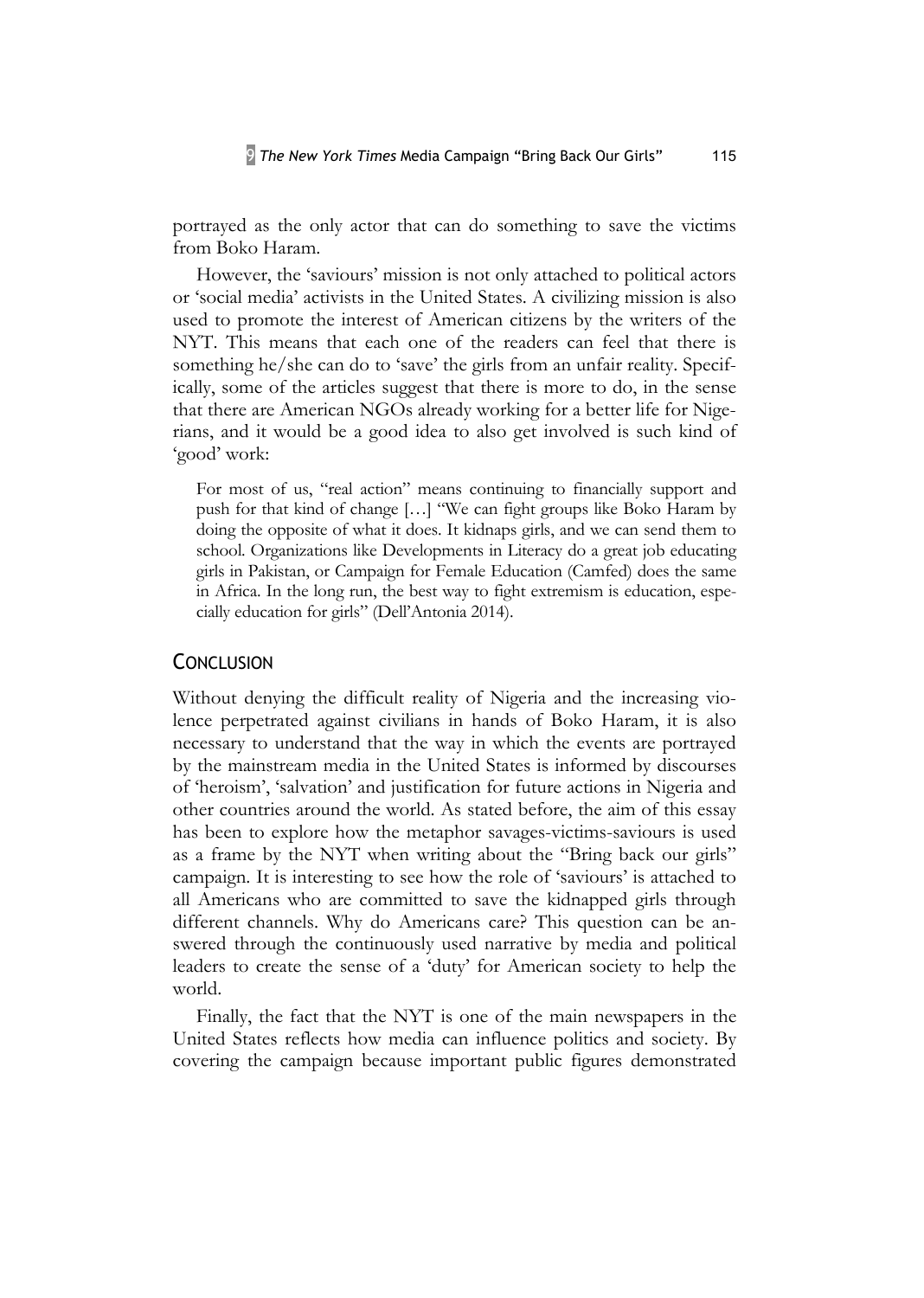portrayed as the only actor that can do something to save the victims from Boko Haram.

However, the 'saviours' mission is not only attached to political actors or 'social media' activists in the United States. A civilizing mission is also used to promote the interest of American citizens by the writers of the NYT. This means that each one of the readers can feel that there is something he/she can do to 'save' the girls from an unfair reality. Specifically, some of the articles suggest that there is more to do, in the sense that there are American NGOs already working for a better life for Nigerians, and it would be a good idea to also get involved is such kind of 'good' work:

> For most of us, "real action" means continuing to financially support and push for that kind of change […] "We can fight groups like Boko Haram by doing the opposite of what it does. It kidnaps girls, and we can send them to school. Organizations like Developments in Literacy do a great job educating girls in Pakistan, or Campaign for Female Education (Camfed) does the same in Africa. In the long run, the best way to fight extremism is education, especially education for girls" (Dell'Antonia 2014).

## Conclusion

Without denying the difficult reality of Nigeria and the increasing violence perpetrated against civilians in hands of Boko Haram, it is also necessary to understand that the way in which the events are portrayed by the mainstream media in the United States is informed by discourses of 'heroism', 'salvation' and justification for future actions in Nigeria and other countries around the world. As stated before, the aim of this essay has been to explore how the metaphor savages-victims-saviours is used as a frame by the NYT when writing about the "Bring back our girls" campaign. It is interesting to see how the role of 'saviours' is attached to all Americans who are committed to save the kidnapped girls through different channels. Why do Americans care? This question can be answered through the continuously used narrative by media and political leaders to create the sense of a 'duty' for American society to help the world.

Finally, the fact that the NYT is one of the main newspapers in the United States reflects how media can influence politics and society. By covering the campaign because important public figures demonstrated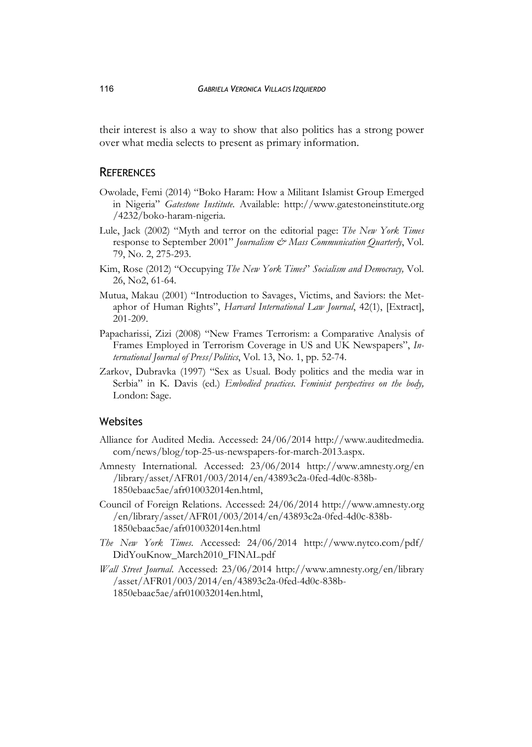their interest is also a way to show that also politics has a strong power over what media selects to present as primary information.

## References

Owolade, Femi (2014) "Boko Haram: How a Militant Islamist Group Emerged in Nigeria" *Gatestone Institute*. Available: http://www.gatestoneinstitute.org/4232/boko-haram-nigeria.

Lule, Jack (2002) "Myth and terror on the editorial page: *The New York Times* response to September 2001" *Journalism & Mass Communication Quarterly*, Vol. 79, No. 2, 275-293.

Kim, Rose (2012) "Occupying *The New York Times*" *Socialism and Democracy,* Vol. 26, No2, 61-64.

Mutua, Makau (2001) "Introduction to Savages, Victims, and Saviors: the Metaphor of Human Rights", *Harvard International Law Journal*, 42(1), [Extract], 201-209.

Papacharissi, Zizi (2008) "New Frames Terrorism: a Comparative Analysis of Frames Employed in Terrorism Coverage in US and UK Newspapers", *International Journal of Press/Politics*, Vol. 13, No. 1, pp. 52-74.

Zarkov, Dubravka (1997) "Sex as Usual. Body politics and the media war in Serbia" in K. Davis (ed.) *Embodied practices. Feminist perspectives on the body,* London: Sage.

### Websites

Alliance for Audited Media. Accessed: 24/06/2014 http://www.auditedmedia.com/news/blog/top-25-us-newspapers-for-march-2013.aspx.

Amnesty International. Accessed: 23/06/2014 http://www.amnesty.org/en/library/asset/AFR01/003/2014/en/43893c2a-0fed-4d0c-838b-1850ebaac5ae/afr010032014en.html,

Council of Foreign Relations. Accessed: 24/06/2014 http://www.amnesty.org/en/library/asset/AFR01/003/2014/en/43893c2a-0fed-4d0c-838b-1850ebaac5ae/afr010032014en.html

*The New York Times*. Accessed: 24/06/2014 http://www.nytco.com/pdf/DidYouKnow_March2010_FINAL.pdf

*Wall Street Journal*. Accessed: 23/06/2014 http://www.amnesty.org/en/library/asset/AFR01/003/2014/en/43893c2a-0fed-4d0c-838b-1850ebaac5ae/afr010032014en.html,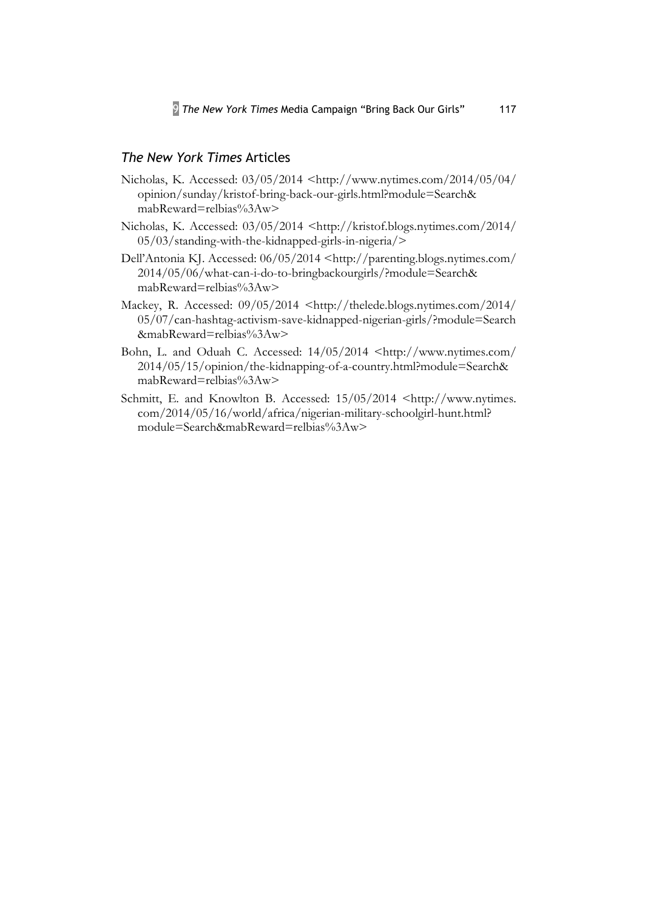## *The New York Times* Articles

- Nicholas, K. Accessed: 03/05/2014 <http://www.nytimes.com/2014/05/04/opinion/sunday/kristof-bring-back-our-girls.html?module=Search&mabReward=relbias%3Aw>
- Nicholas, K. Accessed: 03/05/2014 <http://kristof.blogs.nytimes.com/2014/05/03/standing-with-the-kidnapped-girls-in-nigeria/>
- Dell'Antonia KJ. Accessed: 06/05/2014 <http://parenting.blogs.nytimes.com/2014/05/06/what-can-i-do-to-bringbackourgirls/?module=Search&mabReward=relbias%3Aw>
- Mackey, R. Accessed: 09/05/2014 <http://thelede.blogs.nytimes.com/2014/05/07/can-hashtag-activism-save-kidnapped-nigerian-girls/?module=Search&mabReward=relbias%3Aw>
- Bohn, L. and Oduah C. Accessed: 14/05/2014 <http://www.nytimes.com/2014/05/15/opinion/the-kidnapping-of-a-country.html?module=Search&mabReward=relbias%3Aw>
- Schmitt, E. and Knowlton B. Accessed: 15/05/2014 <http://www.nytimes.com/2014/05/16/world/africa/nigerian-military-schoolgirl-hunt.html?module=Search&mabReward=relbias%3Aw>